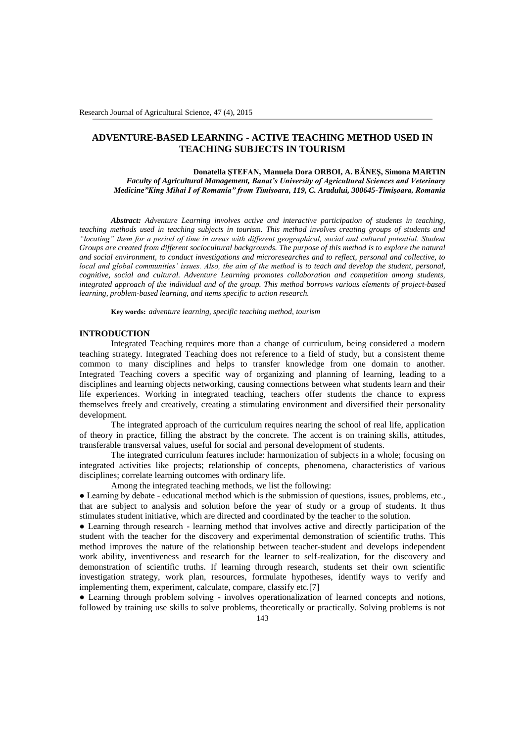# ADVENTURE-BASED LEARNING - ACTIVE TEACHING METHOD USED IN TEACHING SUBJECTS IN TOURISM

**Donatella ŞTEFAN, Manuela Dora ORBOI, A. BĂNEŞ, Simona MARTIN**

***Faculty of Agricultural Management, Banat's University of Agricultural Sciences and Veterinary Medicine"King Mihai I of Romania" from Timisoara, 119, C. Aradului, 300645-Timişoara, Romania***

***Abstract:*** *Adventure Learning involves active and interactive participation of students in teaching, teaching methods used in teaching subjects in tourism. This method involves creating groups of students and "locating" them for a period of time in areas with different geographical, social and cultural potential. Student Groups are created from different sociocultural backgrounds. The purpose of this method is to explore the natural and social environment, to conduct investigations and microresearches and to reflect, personal and collective, to local and global communities' issues. Also, the aim of the method is to teach and develop the student, personal, cognitive, social and cultural. Adventure Learning promotes collaboration and competition among students, integrated approach of the individual and of the group. This method borrows various elements of project-based learning, problem-based learning, and items specific to action research.*

**Key words:** *adventure learning, specific teaching method, tourism*

## INTRODUCTION

Integrated Teaching requires more than a change of curriculum, being considered a modern teaching strategy. Integrated Teaching does not reference to a field of study, but a consistent theme common to many disciplines and helps to transfer knowledge from one domain to another. Integrated Teaching covers a specific way of organizing and planning of learning, leading to a disciplines and learning objects networking, causing connections between what students learn and their life experiences. Working in integrated teaching, teachers offer students the chance to express themselves freely and creatively, creating a stimulating environment and diversified their personality development.

The integrated approach of the curriculum requires nearing the school of real life, application of theory in practice, filling the abstract by the concrete. The accent is on training skills, attitudes, transferable transversal values, useful for social and personal development of students.

The integrated curriculum features include: harmonization of subjects in a whole; focusing on integrated activities like projects; relationship of concepts, phenomena, characteristics of various disciplines; correlate learning outcomes with ordinary life.

Among the integrated teaching methods, we list the following:

- Learning by debate - educational method which is the submission of questions, issues, problems, etc., that are subject to analysis and solution before the year of study or a group of students. It thus stimulates student initiative, which are directed and coordinated by the teacher to the solution.
- Learning through research - learning method that involves active and directly participation of the student with the teacher for the discovery and experimental demonstration of scientific truths. This method improves the nature of the relationship between teacher-student and develops independent work ability, inventiveness and research for the learner to self-realization, for the discovery and demonstration of scientific truths. If learning through research, students set their own scientific investigation strategy, work plan, resources, formulate hypotheses, identify ways to verify and implementing them, experiment, calculate, compare, classify etc.[7]
- Learning through problem solving - involves operationalization of learned concepts and notions, followed by training use skills to solve problems, theoretically or practically. Solving problems is not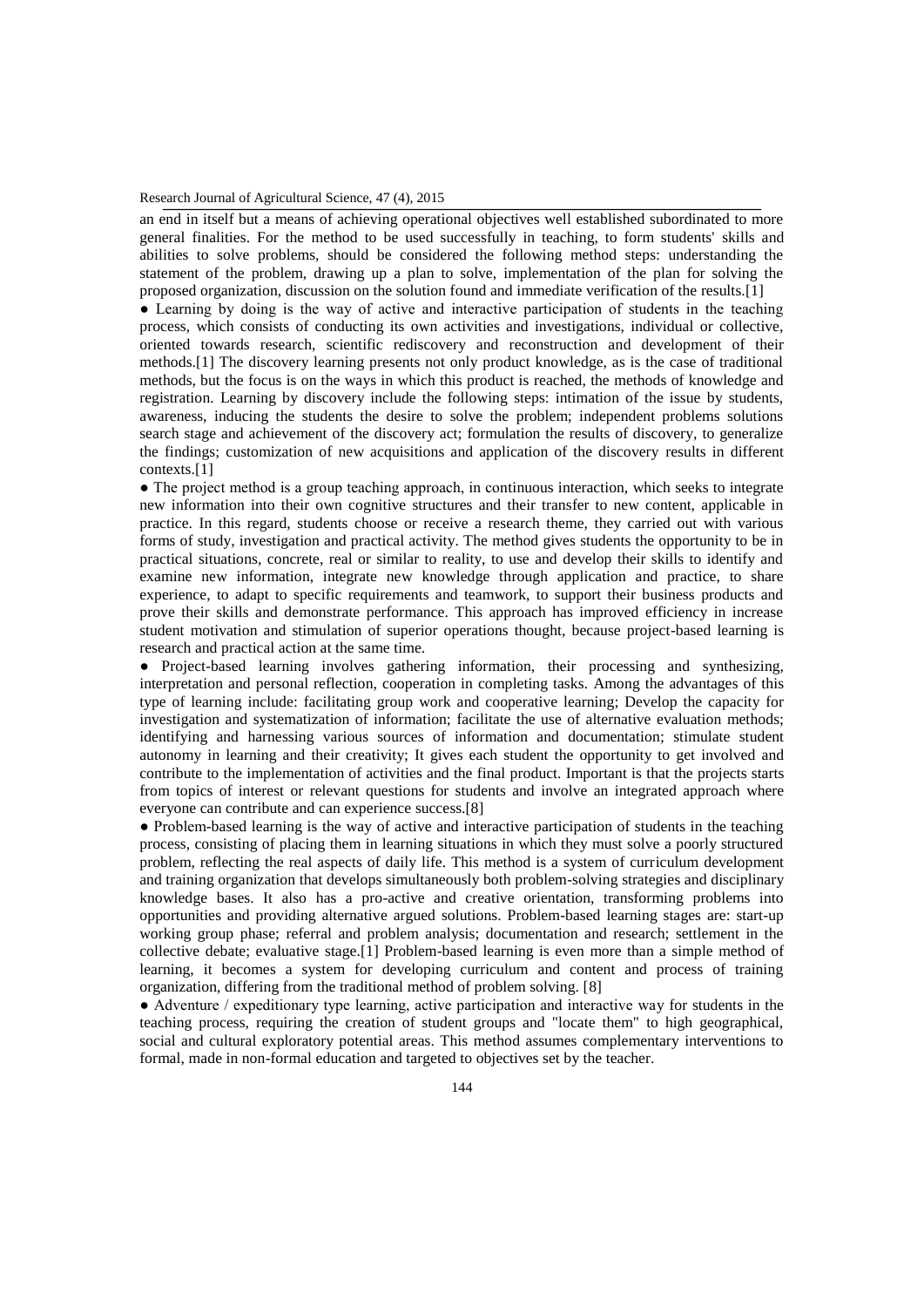an end in itself but a means of achieving operational objectives well established subordinated to more general finalities. For the method to be used successfully in teaching, to form students' skills and abilities to solve problems, should be considered the following method steps: understanding the statement of the problem, drawing up a plan to solve, implementation of the plan for solving the proposed organization, discussion on the solution found and immediate verification of the results.[1]

- Learning by doing is the way of active and interactive participation of students in the teaching process, which consists of conducting its own activities and investigations, individual or collective, oriented towards research, scientific rediscovery and reconstruction and development of their methods.[1] The discovery learning presents not only product knowledge, as is the case of traditional methods, but the focus is on the ways in which this product is reached, the methods of knowledge and registration. Learning by discovery include the following steps: intimation of the issue by students, awareness, inducing the students the desire to solve the problem; independent problems solutions search stage and achievement of the discovery act; formulation the results of discovery, to generalize the findings; customization of new acquisitions and application of the discovery results in different contexts.[1]
- The project method is a group teaching approach, in continuous interaction, which seeks to integrate new information into their own cognitive structures and their transfer to new content, applicable in practice. In this regard, students choose or receive a research theme, they carried out with various forms of study, investigation and practical activity. The method gives students the opportunity to be in practical situations, concrete, real or similar to reality, to use and develop their skills to identify and examine new information, integrate new knowledge through application and practice, to share experience, to adapt to specific requirements and teamwork, to support their business products and prove their skills and demonstrate performance. This approach has improved efficiency in increase student motivation and stimulation of superior operations thought, because project-based learning is research and practical action at the same time.
- Project-based learning involves gathering information, their processing and synthesizing, interpretation and personal reflection, cooperation in completing tasks. Among the advantages of this type of learning include: facilitating group work and cooperative learning; Develop the capacity for investigation and systematization of information; facilitate the use of alternative evaluation methods; identifying and harnessing various sources of information and documentation; stimulate student autonomy in learning and their creativity; It gives each student the opportunity to get involved and contribute to the implementation of activities and the final product. Important is that the projects starts from topics of interest or relevant questions for students and involve an integrated approach where everyone can contribute and can experience success.[8]
- Problem-based learning is the way of active and interactive participation of students in the teaching process, consisting of placing them in learning situations in which they must solve a poorly structured problem, reflecting the real aspects of daily life. This method is a system of curriculum development and training organization that develops simultaneously both problem-solving strategies and disciplinary knowledge bases. It also has a pro-active and creative orientation, transforming problems into opportunities and providing alternative argued solutions. Problem-based learning stages are: start-up working group phase; referral and problem analysis; documentation and research; settlement in the collective debate; evaluative stage.[1] Problem-based learning is even more than a simple method of learning, it becomes a system for developing curriculum and content and process of training organization, differing from the traditional method of problem solving. [8]
- Adventure / expeditionary type learning, active participation and interactive way for students in the teaching process, requiring the creation of student groups and "locate them" to high geographical, social and cultural exploratory potential areas. This method assumes complementary interventions to formal, made in non-formal education and targeted to objectives set by the teacher.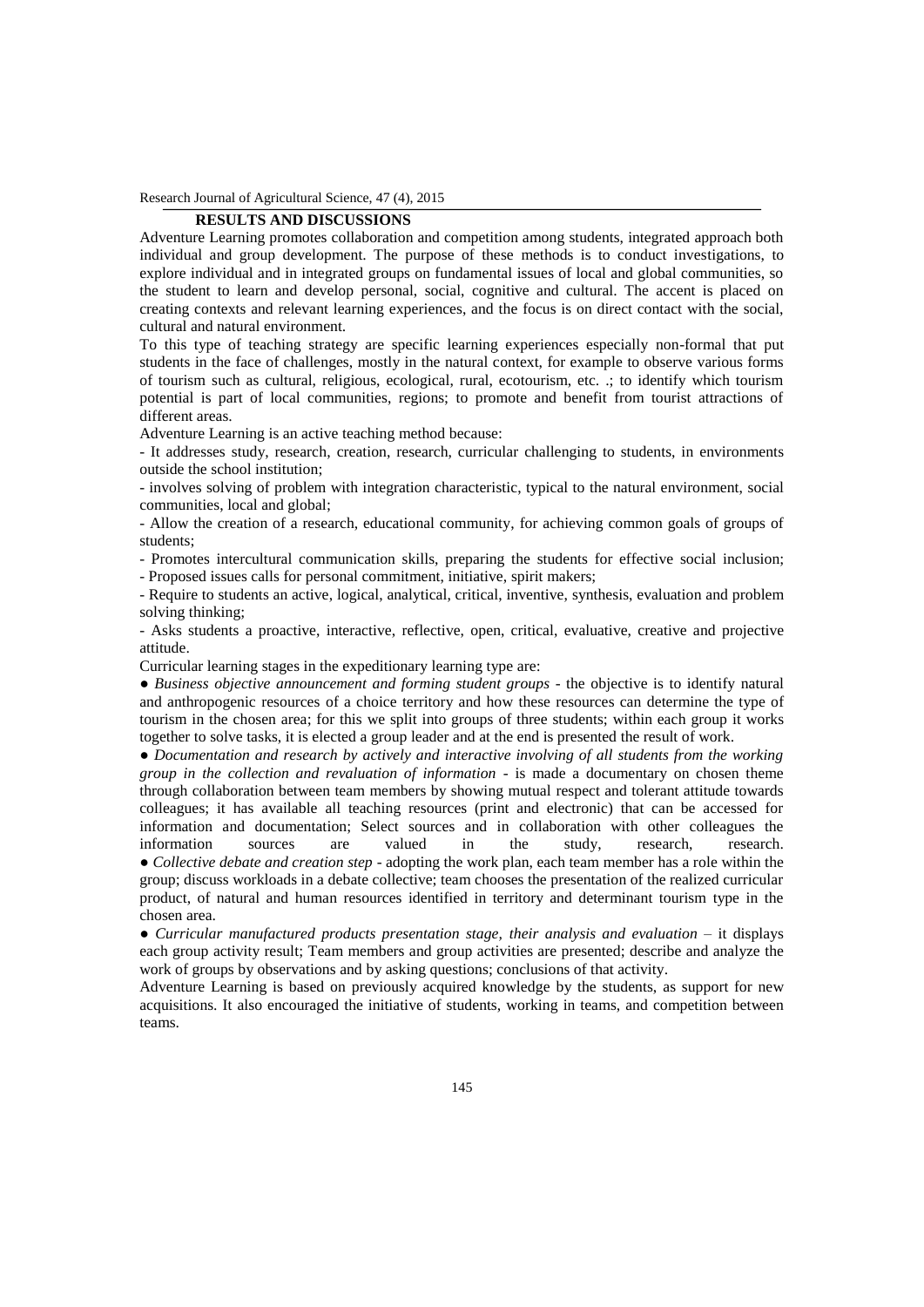## RESULTS AND DISCUSSIONS

Adventure Learning promotes collaboration and competition among students, integrated approach both individual and group development. The purpose of these methods is to conduct investigations, to explore individual and in integrated groups on fundamental issues of local and global communities, so the student to learn and develop personal, social, cognitive and cultural. The accent is placed on creating contexts and relevant learning experiences, and the focus is on direct contact with the social, cultural and natural environment.

To this type of teaching strategy are specific learning experiences especially non-formal that put students in the face of challenges, mostly in the natural context, for example to observe various forms of tourism such as cultural, religious, ecological, rural, ecotourism, etc. .; to identify which tourism potential is part of local communities, regions; to promote and benefit from tourist attractions of different areas.

Adventure Learning is an active teaching method because:

- It addresses study, research, creation, research, curricular challenging to students, in environments outside the school institution;
- involves solving of problem with integration characteristic, typical to the natural environment, social communities, local and global;
- Allow the creation of a research, educational community, for achieving common goals of groups of students;
- Promotes intercultural communication skills, preparing the students for effective social inclusion;
- Proposed issues calls for personal commitment, initiative, spirit makers;
- Require to students an active, logical, analytical, critical, inventive, synthesis, evaluation and problem solving thinking;
- Asks students a proactive, interactive, reflective, open, critical, evaluative, creative and projective attitude.

Curricular learning stages in the expeditionary learning type are:

- *Business objective announcement and forming student groups* - the objective is to identify natural and anthropogenic resources of a choice territory and how these resources can determine the type of tourism in the chosen area; for this we split into groups of three students; within each group it works together to solve tasks, it is elected a group leader and at the end is presented the result of work.
- *Documentation and research by actively and interactive involving of all students from the working group in the collection and revaluation of information* - is made a documentary on chosen theme through collaboration between team members by showing mutual respect and tolerant attitude towards colleagues; it has available all teaching resources (print and electronic) that can be accessed for information and documentation; Select sources and in collaboration with other colleagues the information sources are valued in the study, research, research.
- *Collective debate and creation step* - adopting the work plan, each team member has a role within the group; discuss workloads in a debate collective; team chooses the presentation of the realized curricular product, of natural and human resources identified in territory and determinant tourism type in the chosen area.
- *Curricular manufactured products presentation stage, their analysis and evaluation* – it displays each group activity result; Team members and group activities are presented; describe and analyze the work of groups by observations and by asking questions; conclusions of that activity.

Adventure Learning is based on previously acquired knowledge by the students, as support for new acquisitions. It also encouraged the initiative of students, working in teams, and competition between teams.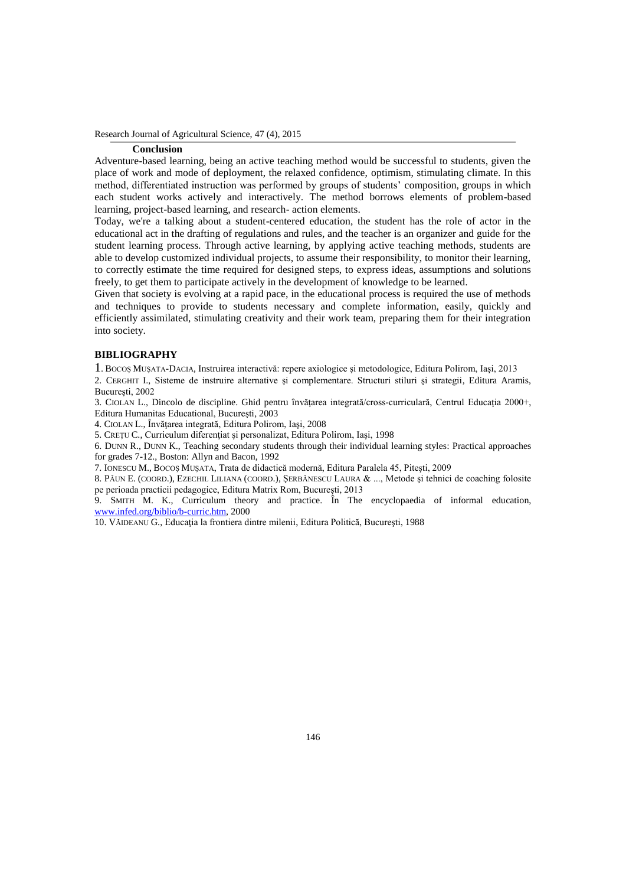## Conclusion

Adventure-based learning, being an active teaching method would be successful to students, given the place of work and mode of deployment, the relaxed confidence, optimism, stimulating climate. In this method, differentiated instruction was performed by groups of students' composition, groups in which each student works actively and interactively. The method borrows elements of problem-based learning, project-based learning, and research- action elements.

Today, we're a talking about a student-centered education, the student has the role of actor in the educational act in the drafting of regulations and rules, and the teacher is an organizer and guide for the student learning process. Through active learning, by applying active teaching methods, students are able to develop customized individual projects, to assume their responsibility, to monitor their learning, to correctly estimate the time required for designed steps, to express ideas, assumptions and solutions freely, to get them to participate actively in the development of knowledge to be learned.

Given that society is evolving at a rapid pace, in the educational process is required the use of methods and techniques to provide to students necessary and complete information, easily, quickly and efficiently assimilated, stimulating creativity and their work team, preparing them for their integration into society.

## BIBLIOGRAPHY

1. Bocoş Muşata-Dacia, Instruirea interactivă: repere axiologice şi metodologice, Editura Polirom, Iaşi, 2013
2. Cerghit I., Sisteme de instruire alternative şi complementare. Structuri stiluri şi strategii, Editura Aramis, Bucureşti, 2002
3. Ciolan L., Dincolo de discipline. Ghid pentru învăţarea integrată/cross-curriculară, Centrul Educaţia 2000+, Editura Humanitas Educational, Bucureşti, 2003
4. Ciolan L., Învăţarea integrată, Editura Polirom, Iaşi, 2008
5. Creţu C., Curriculum diferenţiat şi personalizat, Editura Polirom, Iaşi, 1998
6. Dunn R., Dunn K., Teaching secondary students through their individual learning styles: Practical approaches for grades 7-12., Boston: Allyn and Bacon, 1992
7. Ionescu M., Bocoş Muşata, Trata de didactică modernă, Editura Paralela 45, Piteşti, 2009
8. Păun E. (coord.), Ezechil Liliana (coord.), Şerbănescu Laura & ..., Metode şi tehnici de coaching folosite pe perioada practicii pedagogice, Editura Matrix Rom, Bucureşti, 2013
9. Smith M. K., Curriculum theory and practice. În The encyclopaedia of informal education, www.infed.org/biblio/b-curric.htm, 2000
10. Văideanu G., Educaţia la frontiera dintre milenii, Editura Politică, Bucureşti, 1988